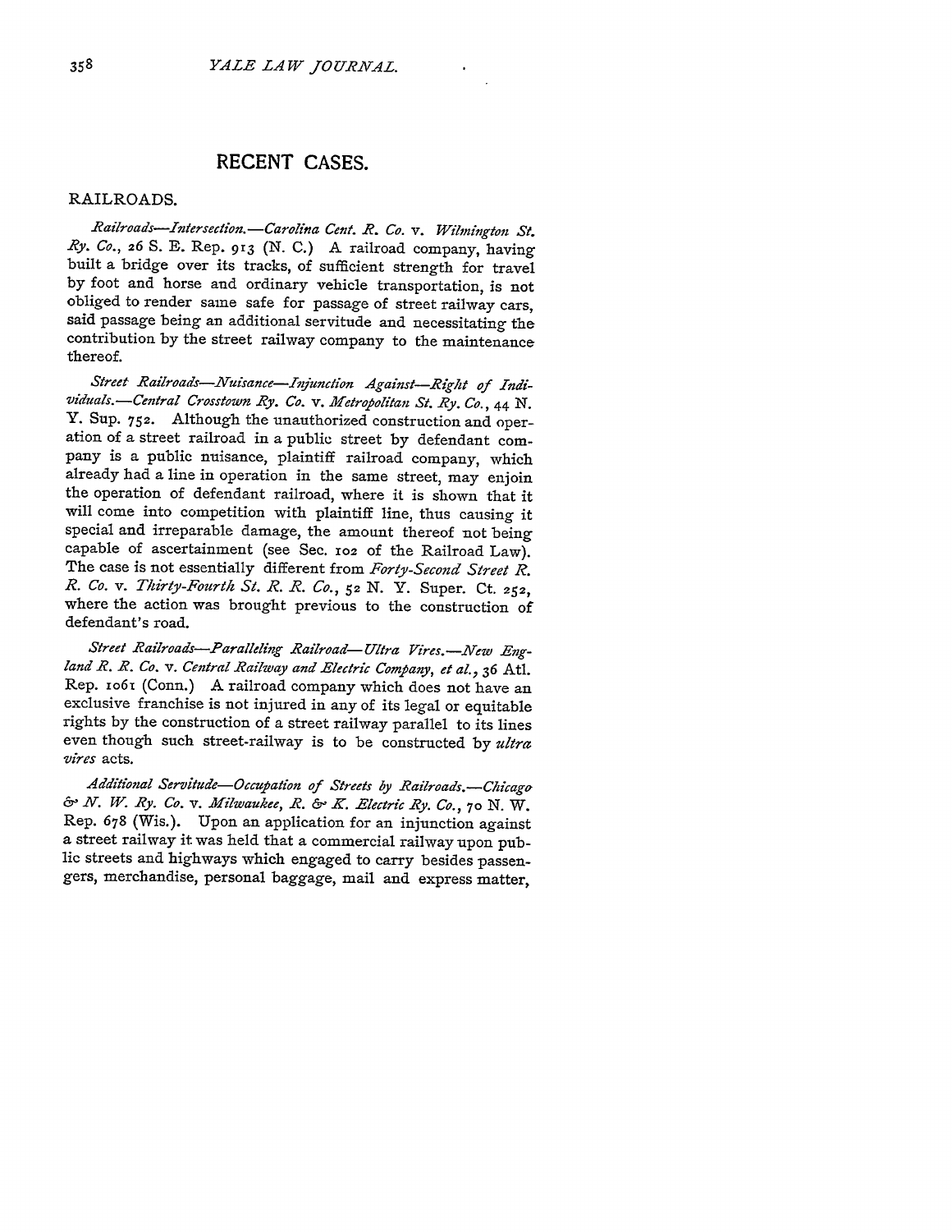## RECENT CASES.

### RAILROADS.

*Railroads—Intersection.—Carolina Cent. R. Co.* v. *Wilmington St. Ry. Co.*, 26 S. E. Rep. 913 (N. C.) A railroad company, having built a bridge over its tracks, of sufficient strength for travel by foot and horse and ordinary vehicle transportation, is not obliged to render same safe for passage of street railway cars, said passage being an additional servitude and necessitating the contribution by the street railway company to the maintenance thereof.

*Street Railroads—Nuisance—Injunction Against—Right of Individuals.—Central Crosstown Ry. Co.* v. *Metropolitan St. Ry. Co.*, 44 N. Y. Sup. 752. Although the unauthorized construction and operation of a street railroad in a public street by defendant company is a public nuisance, plaintiff railroad company, which already had a line in operation in the same street, may enjoin the operation of defendant railroad, where it is shown that it will come into competition with plaintiff line, thus causing it special and irreparable damage, the amount thereof not being capable of ascertainment (see Sec. 102 of the Railroad Law). The case is not essentially different from *Forty-Second Street R. R. Co.* v. *Thirty-Fourth St. R. R. Co.*, 52 N. Y. Super. Ct. 252, where the action was brought previous to the construction of defendant's road.

*Street Railroads—Paralleling Railroad—Ultra Vires.—New England R. R. Co.* v. *Central Railway and Electric Company, et al.*, 36 Atl. Rep. 1061 (Conn.) A railroad company which does not have an exclusive franchise is not injured in any of its legal or equitable rights by the construction of a street railway parallel to its lines even though such street-railway is to be constructed by *ultra vires* acts.

*Additional Servitude—Occupation of Streets by Railroads.—Chicago & N. W. Ry. Co.* v. *Milwaukee, R. & K. Electric Ry. Co.*, 70 N. W. Rep. 678 (Wis.). Upon an application for an injunction against a street railway it was held that a commercial railway upon public streets and highways which engaged to carry besides passengers, merchandise, personal baggage, mail and express matter,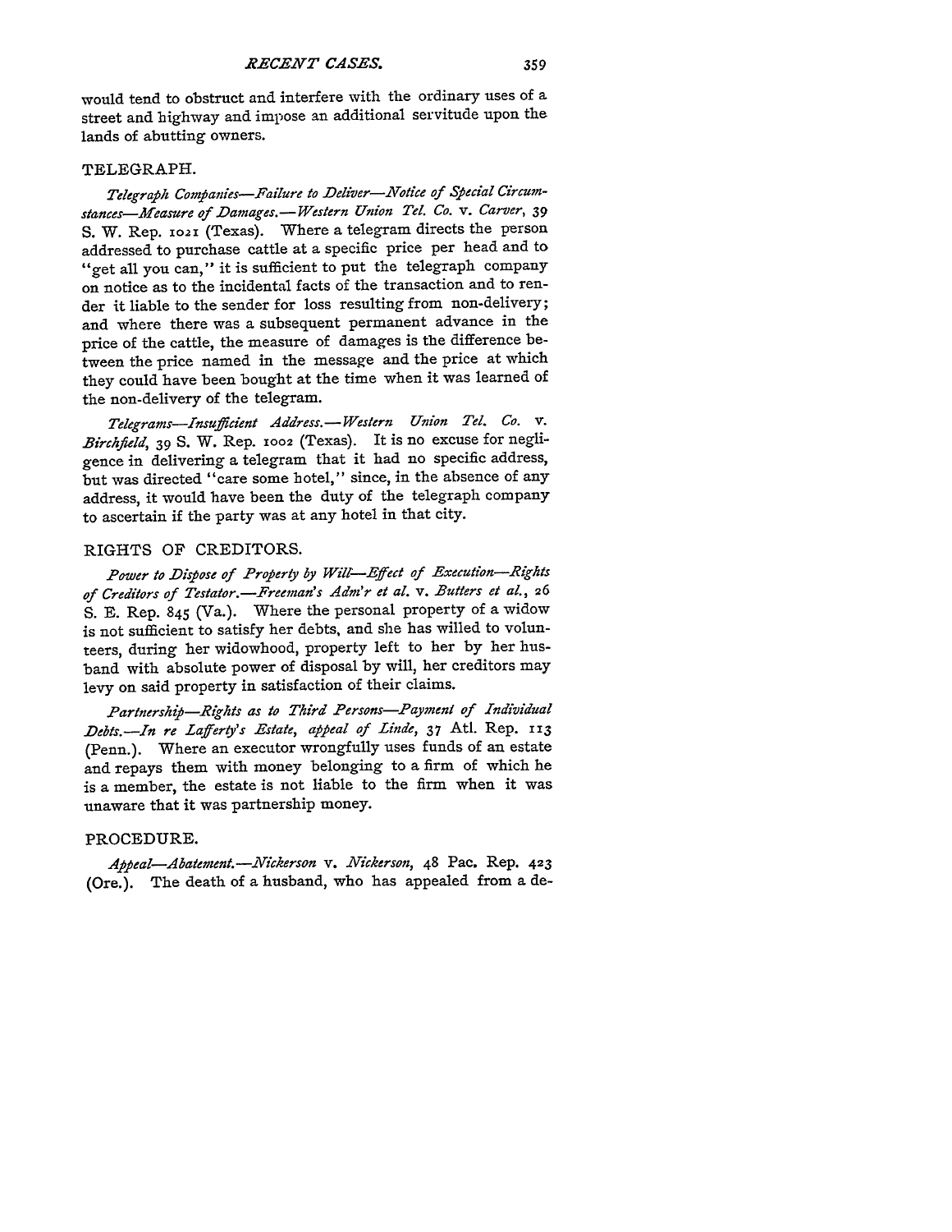would tend to obstruct and interfere with the ordinary uses of a street and highway and impose an additional servitude upon the lands of abutting owners.

## TELEGRAPH.

*Telegraph Companies—Failure to Deliver—Notice of Special Circumstances—Measure of Damages.—Western Union Tel. Co.* v. *Carver*, 39 S. W. Rep. 1021 (Texas). Where a telegram directs the person addressed to purchase cattle at a specific price per head and to "get all you can," it is sufficient to put the telegraph company on notice as to the incidental facts of the transaction and to render it liable to the sender for loss resulting from non-delivery; and where there was a subsequent permanent advance in the price of the cattle, the measure of damages is the difference between the price named in the message and the price at which they could have been bought at the time when it was learned of the non-delivery of the telegram.

*Telegrams—Insufficient Address.—Western Union Tel. Co.* v. *Birchfield*, 39 S. W. Rep. 1002 (Texas). It is no excuse for negligence in delivering a telegram that it had no specific address, but was directed "care some hotel," since, in the absence of any address, it would have been the duty of the telegraph company to ascertain if the party was at any hotel in that city.

## RIGHTS OF CREDITORS.

*Power to Dispose of Property by Will—Effect of Execution—Rights of Creditors of Testator.—Freeman's Adm'r et al.* v. *Butters et al.*, 26 S. E. Rep. 845 (Va.). Where the personal property of a widow is not sufficient to satisfy her debts, and she has willed to volunteers, during her widowhood, property left to her by her husband with absolute power of disposal by will, her creditors may levy on said property in satisfaction of their claims.

*Partnership—Rights as to Third Persons—Payment of Individual Debts.—In re Lafferty's Estate, appeal of Linde*, 37 Atl. Rep. 113 (Penn.). Where an executor wrongfully uses funds of an estate and repays them with money belonging to a firm of which he is a member, the estate is not liable to the firm when it was unaware that it was partnership money.

## PROCEDURE.

*Appeal—Abatement.—Nickerson* v. *Nickerson*, 48 Pac. Rep. 423 (Ore.). The death of a husband, who has appealed from a de-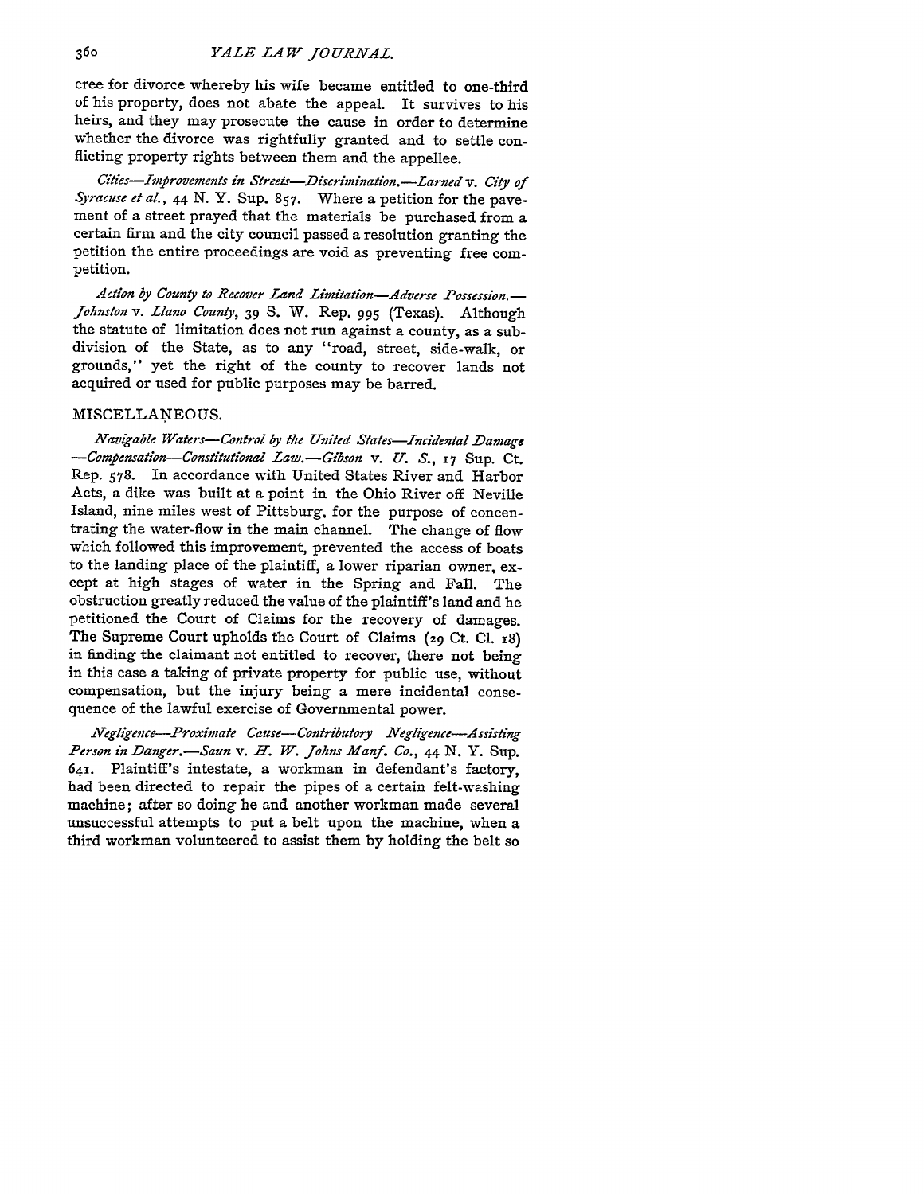cree for divorce whereby his wife became entitled to one-third of his property, does not abate the appeal. It survives to his heirs, and they may prosecute the cause in order to determine whether the divorce was rightfully granted and to settle conflicting property rights between them and the appellee.

*Cities—Improvements in Streets—Discrimination.—Larned* v. *City of Syracuse et al.*, 44 N. Y. Sup. 857. Where a petition for the pavement of a street prayed that the materials be purchased from a certain firm and the city council passed a resolution granting the petition the entire proceedings are void as preventing free competition.

*Action by County to Recover Land Limitation—Adverse Possession.—Johnston* v. *Llano County*, 39 S. W. Rep. 995 (Texas). Although the statute of limitation does not run against a county, as a subdivision of the State, as to any "road, street, side-walk, or grounds," yet the right of the county to recover lands not acquired or used for public purposes may be barred.

MISCELLANEOUS.

*Navigable Waters—Control by the United States—Incidental Damage—Compensation—Constitutional Law.—Gibson* v. *U. S.*, 17 Sup. Ct. Rep. 578. In accordance with United States River and Harbor Acts, a dike was built at a point in the Ohio River off Neville Island, nine miles west of Pittsburg, for the purpose of concentrating the water-flow in the main channel. The change of flow which followed this improvement, prevented the access of boats to the landing place of the plaintiff, a lower riparian owner, except at high stages of water in the Spring and Fall. The obstruction greatly reduced the value of the plaintiff's land and he petitioned the Court of Claims for the recovery of damages. The Supreme Court upholds the Court of Claims (29 Ct. Cl. 18) in finding the claimant not entitled to recover, there not being in this case a taking of private property for public use, without compensation, but the injury being a mere incidental consequence of the lawful exercise of Governmental power.

*Negligence—Proximate Cause—Contributory Negligence—Assisting Person in Danger.—Saun* v. *H. W. Johns Manf. Co.*, 44 N. Y. Sup. 641. Plaintiff's intestate, a workman in defendant's factory, had been directed to repair the pipes of a certain felt-washing machine; after so doing he and another workman made several unsuccessful attempts to put a belt upon the machine, when a third workman volunteered to assist them by holding the belt so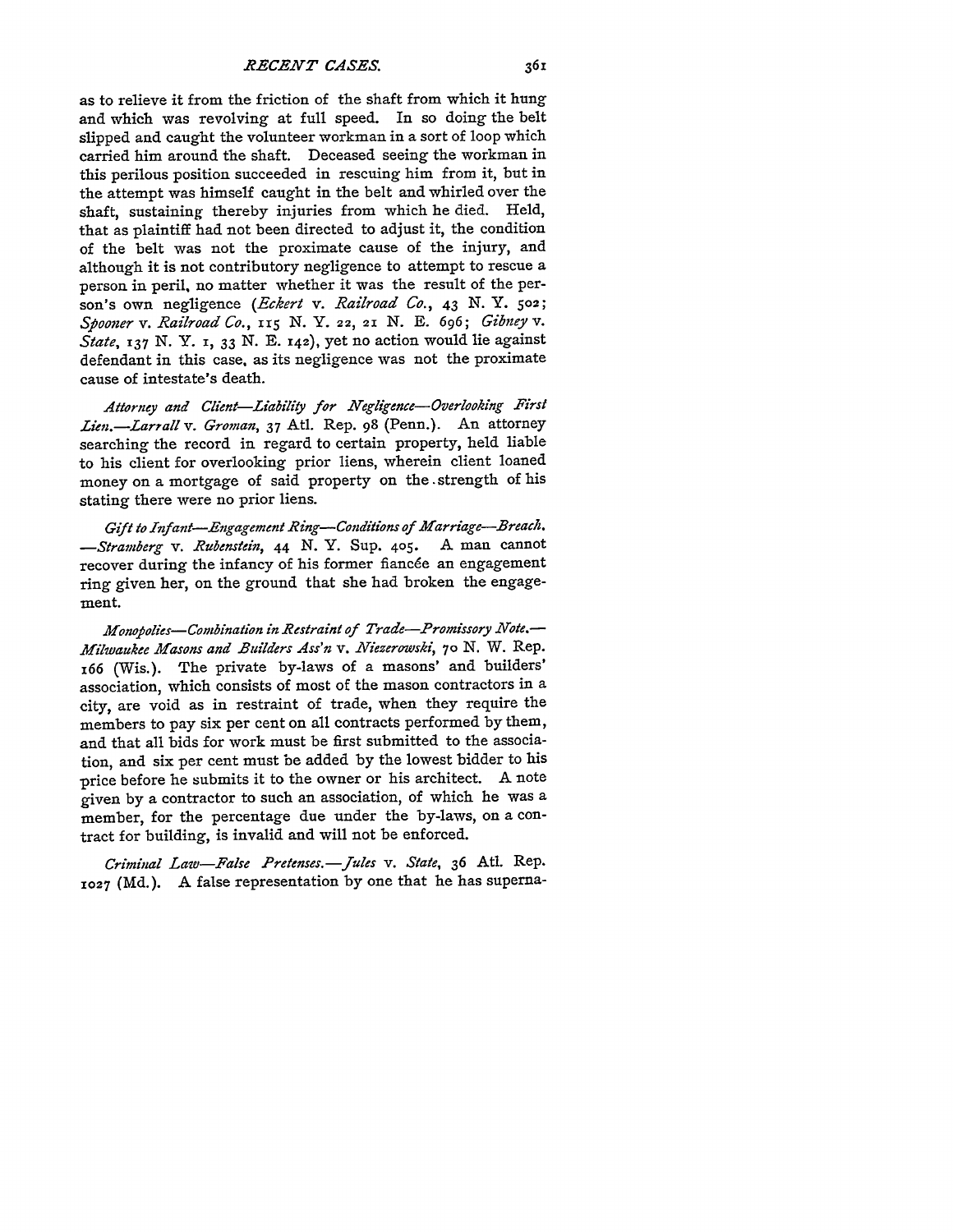as to relieve it from the friction of the shaft from which it hung and which was revolving at full speed. In so doing the belt slipped and caught the volunteer workman in a sort of loop which carried him around the shaft. Deceased seeing the workman in this perilous position succeeded in rescuing him from it, but in the attempt was himself caught in the belt and whirled over the shaft, sustaining thereby injuries from which he died. Held, that as plaintiff had not been directed to adjust it, the condition of the belt was not the proximate cause of the injury, and although it is not contributory negligence to attempt to rescue a person in peril, no matter whether it was the result of the person's own negligence (*Eckert* v. *Railroad Co.*, 43 N. Y. 502; *Spooner* v. *Railroad Co.*, 115 N. Y. 22, 21 N. E. 696; *Gibney* v. *State*, 137 N. Y. 1, 33 N. E. 142), yet no action would lie against defendant in this case, as its negligence was not the proximate cause of intestate's death.

*Attorney and Client—Liability for Negligence—Overlooking First Lien.*—*Larrall* v. *Groman*, 37 Atl. Rep. 98 (Penn.). An attorney searching the record in regard to certain property, held liable to his client for overlooking prior liens, wherein client loaned money on a mortgage of said property on the strength of his stating there were no prior liens.

*Gift to Infant—Engagement Ring—Conditions of Marriage—Breach.* —*Stramberg* v. *Rubenstein*, 44 N. Y. Sup. 405. A man cannot recover during the infancy of his former fiancée an engagement ring given her, on the ground that she had broken the engagement.

*Monopolies—Combination in Restraint of Trade—Promissory Note.*—*Milwaukee Masons and Builders Ass'n* v. *Niezerowski*, 70 N. W. Rep. 166 (Wis.). The private by-laws of a masons' and builders' association, which consists of most of the mason contractors in a city, are void as in restraint of trade, when they require the members to pay six per cent on all contracts performed by them, and that all bids for work must be first submitted to the association, and six per cent must be added by the lowest bidder to his price before he submits it to the owner or his architect. A note given by a contractor to such an association, of which he was a member, for the percentage due under the by-laws, on a contract for building, is invalid and will not be enforced.

*Criminal Law—False Pretenses.*—*Jules* v. *State*, 36 Atl. Rep. 1027 (Md.). A false representation by one that he has superna-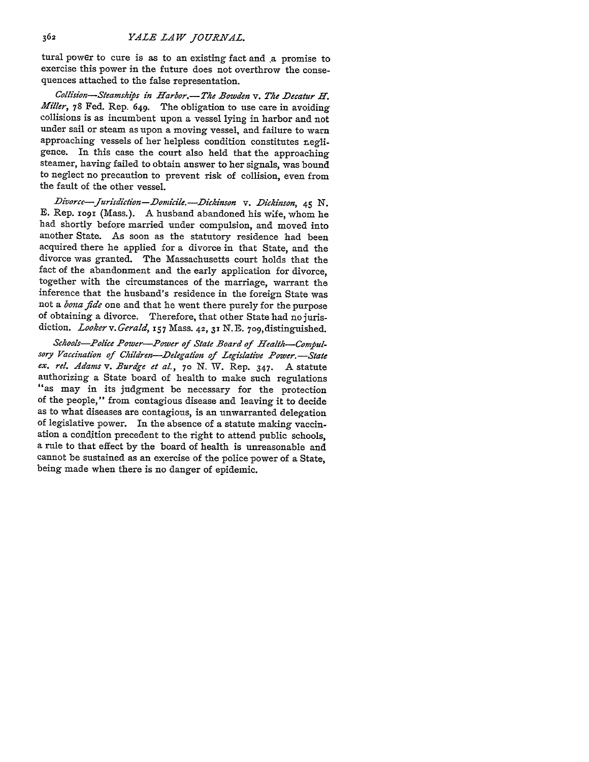tural power to cure is as to an existing fact and a promise to exercise this power in the future does not overthrow the consequences attached to the false representation.

*Collision—Steamships in Harbor.—The Bowden* v. *The Decatur H. Miller*, 78 Fed. Rep. 649. The obligation to use care in avoiding collisions is as incumbent upon a vessel lying in harbor and not under sail or steam as upon a moving vessel, and failure to warn approaching vessels of her helpless condition constitutes negligence. In this case the court also held that the approaching steamer, having failed to obtain answer to her signals, was bound to neglect no precaution to prevent risk of collision, even from the fault of the other vessel.

*Divorce—Jurisdiction—Domicile.—Dickinson* v. *Dickinson*, 45 N. E. Rep. 1091 (Mass.). A husband abandoned his wife, whom he had shortly before married under compulsion, and moved into another State. As soon as the statutory residence had been acquired there he applied for a divorce in that State, and the divorce was granted. The Massachusetts court holds that the fact of the abandonment and the early application for divorce, together with the circumstances of the marriage, warrant the inference that the husband's residence in the foreign State was not a *bona fide* one and that he went there purely for the purpose of obtaining a divorce. Therefore, that other State had no jurisdiction. *Looker* v. *Gerald*, 157 Mass. 42, 31 N.E. 709, distinguished.

*Schools—Police Power—Power of State Board of Health—Compulsory Vaccination of Children—Delegation of Legislative Power.—State ex. rel. Adams* v. *Burdge et al.*, 70 N. W. Rep. 347. A statute authorizing a State board of health to make such regulations "as may in its judgment be necessary for the protection of the people," from contagious disease and leaving it to decide as to what diseases are contagious, is an unwarranted delegation of legislative power. In the absence of a statute making vaccination a condition precedent to the right to attend public schools, a rule to that effect by the board of health is unreasonable and cannot be sustained as an exercise of the police power of a State, being made when there is no danger of epidemic.